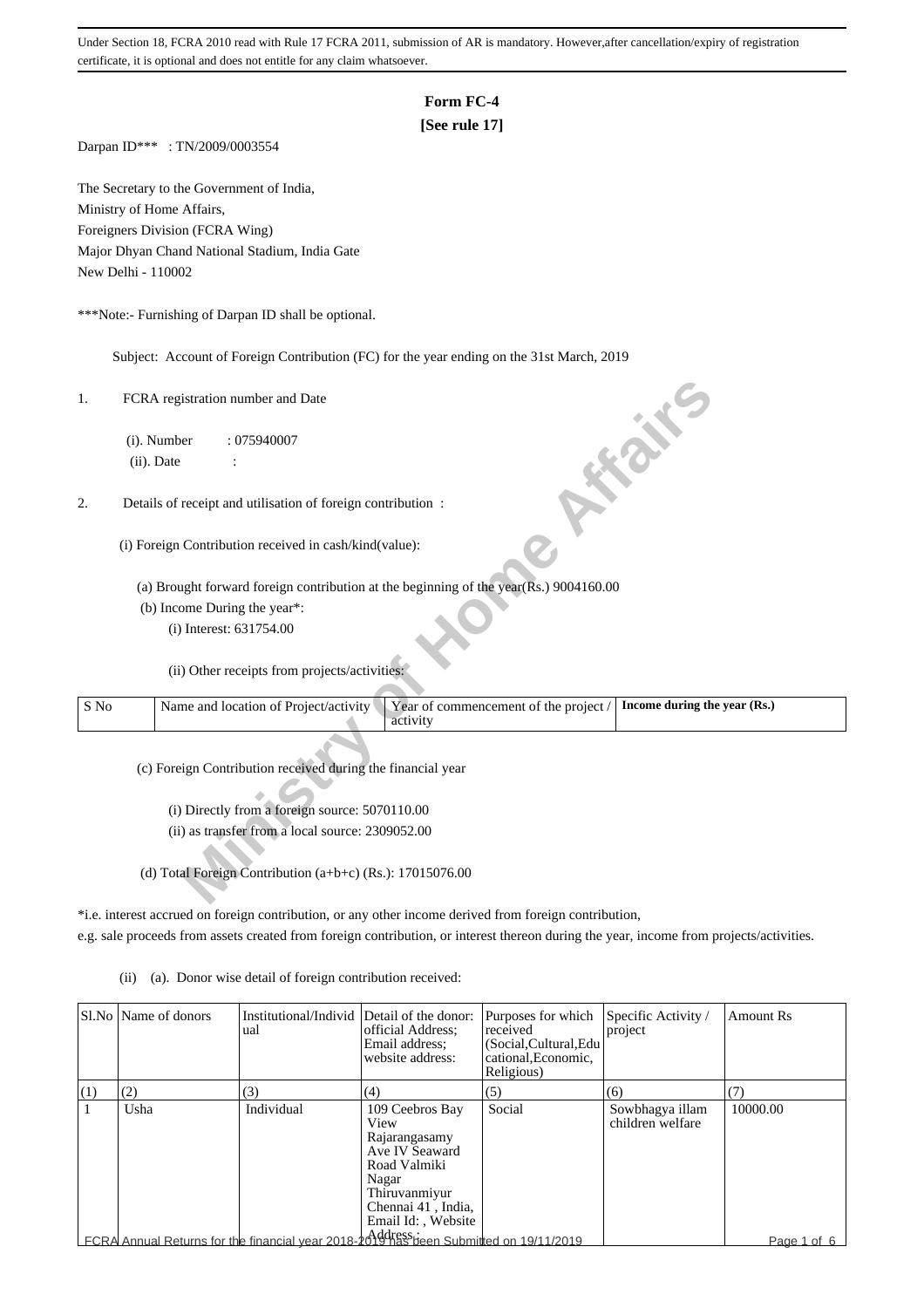Under Section 18, FCRA 2010 read with Rule 17 FCRA 2011, submission of AR is mandatory. However,after cancellation/expiry of registration certificate, it is optional and does not entitle for any claim whatsoever.

# Form FC-4
## [See rule 17]

Darpan ID*** : TN/2009/0003554

The Secretary to the Government of India,
Ministry of Home Affairs,
Foreigners Division (FCRA Wing)
Major Dhyan Chand National Stadium, India Gate
New Delhi - 110002

***Note:- Furnishing of Darpan ID shall be optional.

Subject: Account of Foreign Contribution (FC) for the year ending on the 31st March, 2019

1. FCRA registration number and Date

   (i). Number : 075940007

   (ii). Date :

2. Details of receipt and utilisation of foreign contribution :

   (i) Foreign Contribution received in cash/kind(value):

   (a) Brought forward foreign contribution at the beginning of the year(Rs.) 9004160.00

   (b) Income During the year*:

   (i) Interest: 631754.00

   (ii) Other receipts from projects/activities:

| S No | Name and location of Project/activity | Year of commencement of the project / activity | Income during the year (Rs.) |
|---|---|---|---|

   (c) Foreign Contribution received during the financial year

   (i) Directly from a foreign source: 5070110.00

   (ii) as transfer from a local source: 2309052.00

   (d) Total Foreign Contribution (a+b+c) (Rs.): 17015076.00

*i.e. interest accrued on foreign contribution, or any other income derived from foreign contribution, e.g. sale proceeds from assets created from foreign contribution, or interest thereon during the year, income from projects/activities.

(ii) (a). Donor wise detail of foreign contribution received:

| Sl.No | Name of donors | Institutional/Individual | Detail of the donor: official Address; Email address; website address: | Purposes for which received (Social,Cultural,Educational,Economic, Religious) | Specific Activity / project | Amount Rs |
|---|---|---|---|---|---|---|
| (1) | (2) | (3) | (4) | (5) | (6) | (7) |
| 1 | Usha | Individual | 109 Ceebros Bay View Rajarangasamy Ave IV Seaward Road Valmiki Nagar Thiruvanmiyur Chennai 41 , India, Email Id: , Website Address : | Social | Sowbhagya illam children welfare | 10000.00 |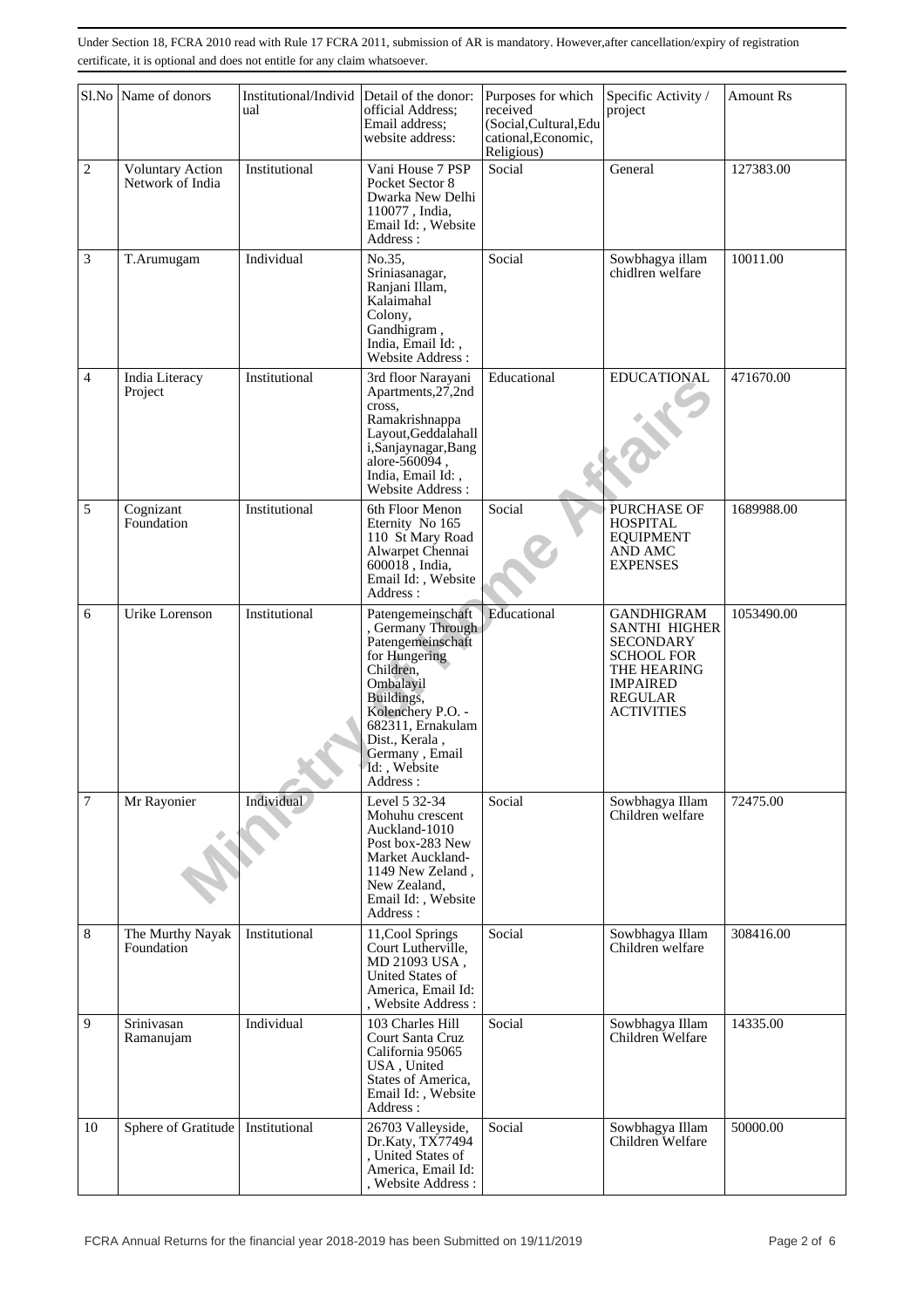Under Section 18, FCRA 2010 read with Rule 17 FCRA 2011, submission of AR is mandatory. However,after cancellation/expiry of registration certificate, it is optional and does not entitle for any claim whatsoever.

| Sl.No | Name of donors | Institutional/Individual | Detail of the donor: official Address; Email address; website address: | Purposes for which received (Social,Cultural,Educational,Economic, Religious) | Specific Activity / project | Amount Rs |
|---|---|---|---|---|---|---|
| 2 | Voluntary Action Network of India | Institutional | Vani House 7 PSP Pocket Sector 8 Dwarka New Delhi 110077 , India, Email Id: , Website Address : | Social | General | 127383.00 |
| 3 | T.Arumugam | Individual | No.35, Sriniasanagar, Ranjani Illam, Kalaimahal Colony, Gandhigram , India, Email Id: , Website Address : | Social | Sowbhagya illam chidlren welfare | 10011.00 |
| 4 | India Literacy Project | Institutional | 3rd floor Narayani Apartments,27,2nd cross, Ramakrishnappa Layout,Geddalahalli,Sanjaynagar,Bangalore-560094 , India, Email Id: , Website Address : | Educational | EDUCATIONAL | 471670.00 |
| 5 | Cognizant Foundation | Institutional | 6th Floor Menon Eternity No 165 110 St Mary Road Alwarpet Chennai 600018 , India, Email Id: , Website Address : | Social | PURCHASE OF HOSPITAL EQUIPMENT AND AMC EXPENSES | 1689988.00 |
| 6 | Urike Lorenson | Institutional | Patengemeinschaft , Germany Through Patengemeinschaft for Hungering Children, Ombalayil Buildings, Kolenchery P.O. - 682311, Ernakulam Dist., Kerala , Germany , Email Id: , Website Address : | Educational | GANDHIGRAM SANTHI HIGHER SECONDARY SCHOOL FOR THE HEARING IMPAIRED REGULAR ACTIVITIES | 1053490.00 |
| 7 | Mr Rayonier | Individual | Level 5 32-34 Mohuhu crescent Auckland-1010 Post box-283 New Market Auckland-1149 New Zeland , New Zealand, Email Id: , Website Address : | Social | Sowbhagya Illam Children welfare | 72475.00 |
| 8 | The Murthy Nayak Foundation | Institutional | 11,Cool Springs Court Lutherville, MD 21093 USA , United States of America, Email Id: , Website Address : | Social | Sowbhagya Illam Children welfare | 308416.00 |
| 9 | Srinivasan Ramanujam | Individual | 103 Charles Hill Court Santa Cruz California 95065 USA , United States of America, Email Id: , Website Address : | Social | Sowbhagya Illam Children Welfare | 14335.00 |
| 10 | Sphere of Gratitude | Institutional | 26703 Valleyside, Dr.Katy, TX77494 , United States of America, Email Id: , Website Address : | Social | Sowbhagya Illam Children Welfare | 50000.00 |

FCRA Annual Returns for the financial year 2018-2019 has been Submitted on 19/11/2019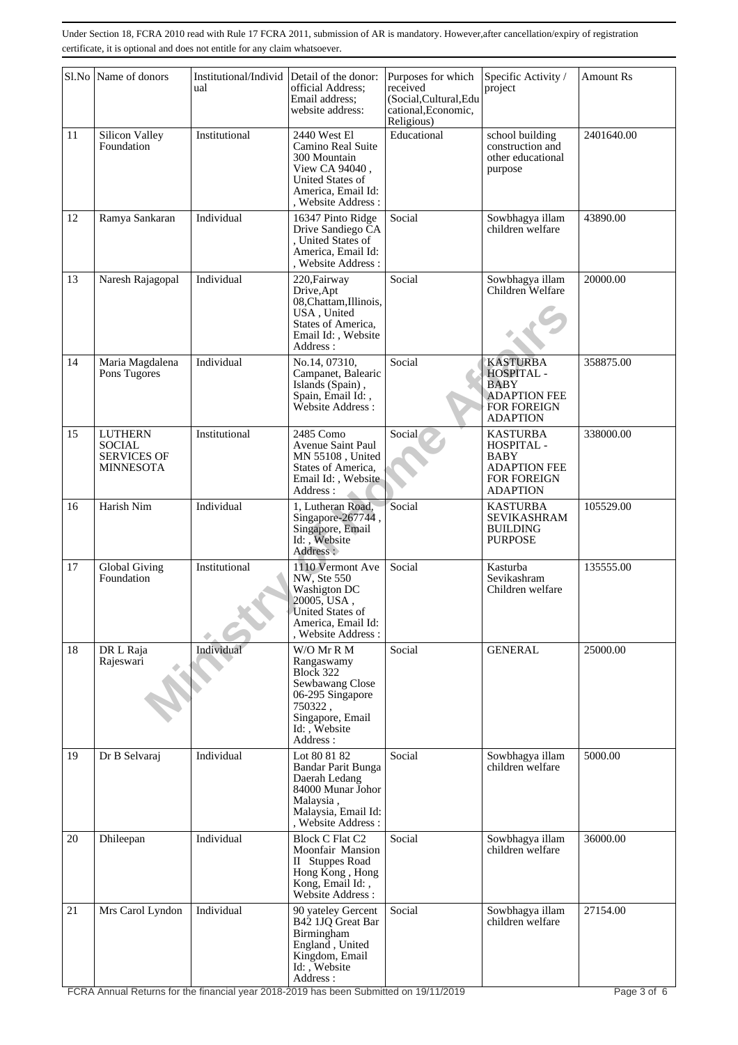Under Section 18, FCRA 2010 read with Rule 17 FCRA 2011, submission of AR is mandatory. However,after cancellation/expiry of registration certificate, it is optional and does not entitle for any claim whatsoever.

| Sl.No | Name of donors | Institutional/Individual | Detail of the donor: official Address; Email address; website address: | Purposes for which received (Social,Cultural,Educational,Economic, Religious) | Specific Activity / project | Amount Rs |
|---|---|---|---|---|---|---|
| 11 | Silicon Valley Foundation | Institutional | 2440 West El Camino Real Suite 300 Mountain View CA 94040 , United States of America, Email Id: , Website Address : | Educational | school building construction and other educational purpose | 2401640.00 |
| 12 | Ramya Sankaran | Individual | 16347 Pinto Ridge Drive Sandiego CA , United States of America, Email Id: , Website Address : | Social | Sowbhagya illam children welfare | 43890.00 |
| 13 | Naresh Rajagopal | Individual | 220,Fairway Drive,Apt 08,Chattam,Illinois, USA , United States of America, Email Id: , Website Address : | Social | Sowbhagya illam Children Welfare | 20000.00 |
| 14 | Maria Magdalena Pons Tugores | Individual | No.14, 07310, Campanet, Balearic Islands (Spain) , Spain, Email Id: , Website Address : | Social | KASTURBA HOSPITAL - BABY ADAPTION FEE FOR FOREIGN ADAPTION | 358875.00 |
| 15 | LUTHERN SOCIAL SERVICES OF MINNESOTA | Institutional | 2485 Como Avenue Saint Paul MN 55108 , United States of America, Email Id: , Website Address : | Social | KASTURBA HOSPITAL - BABY ADAPTION FEE FOR FOREIGN ADAPTION | 338000.00 |
| 16 | Harish Nim | Individual | 1, Lutheran Road, Singapore-267744 , Singapore, Email Id: , Website Address : | Social | KASTURBA SEVIKASHRAM BUILDING PURPOSE | 105529.00 |
| 17 | Global Giving Foundation | Institutional | 1110 Vermont Ave NW, Ste 550 Washigton DC 20005, USA , United States of America, Email Id: , Website Address : | Social | Kasturba Sevikashram Children welfare | 135555.00 |
| 18 | DR L Raja Rajeswari | Individual | W/O Mr R M Rangaswamy Block 322 Sewbawang Close 06-295 Singapore 750322 , Singapore, Email Id: , Website Address : | Social | GENERAL | 25000.00 |
| 19 | Dr B Selvaraj | Individual | Lot 80 81 82 Bandar Parit Bunga Daerah Ledang 84000 Munar Johor Malaysia , Malaysia, Email Id: , Website Address : | Social | Sowbhagya illam children welfare | 5000.00 |
| 20 | Dhileepan | Individual | Block C Flat C2 Moonfair Mansion II Stuppes Road Hong Kong , Hong Kong, Email Id: , Website Address : | Social | Sowbhagya illam children welfare | 36000.00 |
| 21 | Mrs Carol Lyndon | Individual | 90 yateley Gercent B42 1JQ Great Bar Birmingham England , United Kingdom, Email Id: , Website Address : | Social | Sowbhagya illam children welfare | 27154.00 |

FCRA Annual Returns for the financial year 2018-2019 has been Submitted on 19/11/2019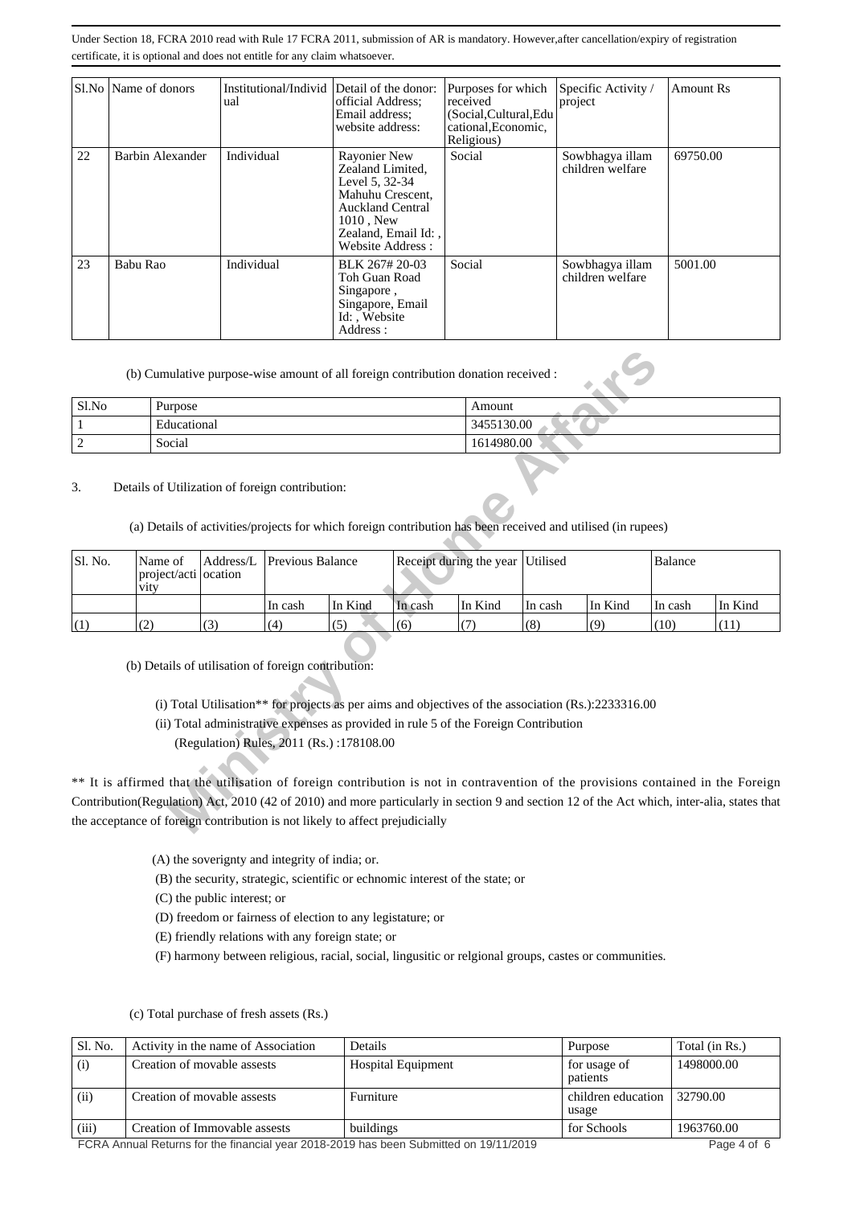Under Section 18, FCRA 2010 read with Rule 17 FCRA 2011, submission of AR is mandatory. However,after cancellation/expiry of registration certificate, it is optional and does not entitle for any claim whatsoever.

| Sl.No | Name of donors | Institutional/Individual | Detail of the donor: official Address; Email address; website address: | Purposes for which received (Social,Cultural,Educational,Economic, Religious) | Specific Activity / project | Amount Rs |
|---|---|---|---|---|---|---|
| 22 | Barbin Alexander | Individual | Rayonier New Zealand Limited, Level 5, 32-34 Mahuhu Crescent, Auckland Central 1010 , New Zealand, Email Id: , Website Address : | Social | Sowbhagya illam children welfare | 69750.00 |
| 23 | Babu Rao | Individual | BLK 267# 20-03 Toh Guan Road Singapore , Singapore, Email Id: , Website Address : | Social | Sowbhagya illam children welfare | 5001.00 |

(b) Cumulative purpose-wise amount of all foreign contribution donation received :

| Sl.No | Purpose | Amount |
|---|---|---|
| 1 | Educational | 3455130.00 |
| 2 | Social | 1614980.00 |

3. Details of Utilization of foreign contribution:

(a) Details of activities/projects for which foreign contribution has been received and utilised (in rupees)

| Sl. No. | Name of project/activity | Address/Location | Previous Balance | | Receipt during the year | | Utilised | | Balance | |
|---|---|---|---|---|---|---|---|---|---|---|
| | | | In cash | In Kind | In cash | In Kind | In cash | In Kind | In cash | In Kind |
| (1) | (2) | (3) | (4) | (5) | (6) | (7) | (8) | (9) | (10) | (11) |

(b) Details of utilisation of foreign contribution:

(i) Total Utilisation** for projects as per aims and objectives of the association (Rs.):2233316.00

(ii) Total administrative expenses as provided in rule 5 of the Foreign Contribution (Regulation) Rules, 2011 (Rs.) :178108.00

** It is affirmed that the utilisation of foreign contribution is not in contravention of the provisions contained in the Foreign Contribution(Regulation) Act, 2010 (42 of 2010) and more particularly in section 9 and section 12 of the Act which, inter-alia, states that the acceptance of foreign contribution is not likely to affect prejudicially

(A) the soverignty and integrity of india; or.

(B) the security, strategic, scientific or echnomic interest of the state; or

(C) the public interest; or

(D) freedom or fairness of election to any legistature; or

(E) friendly relations with any foreign state; or

(F) harmony between religious, racial, social, lingusitic or relgional groups, castes or communities.

(c) Total purchase of fresh assets (Rs.)

| Sl. No. | Activity in the name of Association | Details | Purpose | Total (in Rs.) |
|---|---|---|---|---|
| (i) | Creation of movable assests | Hospital Equipment | for usage of patients | 1498000.00 |
| (ii) | Creation of movable assests | Furniture | children education usage | 32790.00 |
| (iii) | Creation of Immovable assests | buildings | for Schools | 1963760.00 |

FCRA Annual Returns for the financial year 2018-2019 has been Submitted on 19/11/2019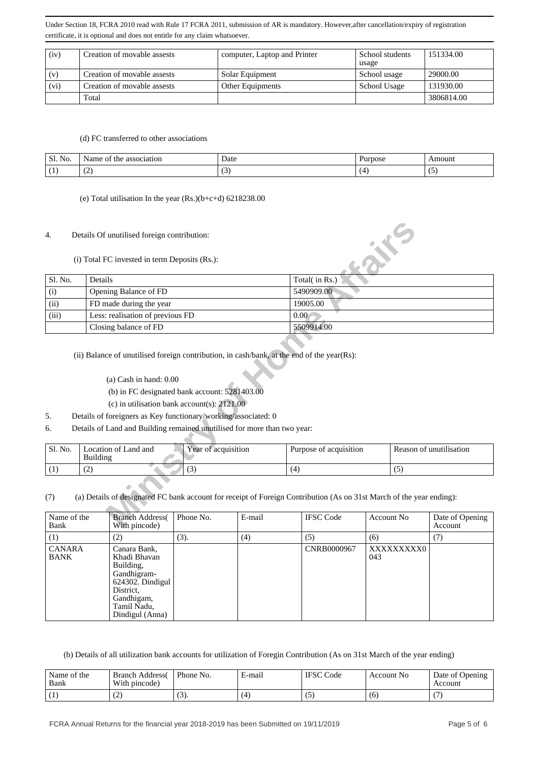Under Section 18, FCRA 2010 read with Rule 17 FCRA 2011, submission of AR is mandatory. However,after cancellation/expiry of registration certificate, it is optional and does not entitle for any claim whatsoever.

| (iv) | Creation of movable assests | computer, Laptop and Printer | School students usage | 151334.00 |
|---|---|---|---|---|
| (v) | Creation of movable assests | Solar Equipment | School usage | 29000.00 |
| (vi) | Creation of movable assests | Other Equipments | School Usage | 131930.00 |
| | Total | | | 3806814.00 |

(d) FC transferred to other associations

| Sl. No. | Name of the association | Date | Purpose | Amount |
|---|---|---|---|---|
| (1) | (2) | (3) | (4) | (5) |

(e) Total utilisation In the year (Rs.)(b+c+d) 6218238.00

4. Details Of unutilised foreign contribution:

(i) Total FC invested in term Deposits (Rs.):

| Sl. No. | Details | Total( in Rs.) |
|---|---|---|
| (i) | Opening Balance of FD | 5490909.00 |
| (ii) | FD made during the year | 19005.00 |
| (iii) | Less: realisation of previous FD | 0.00 |
| | Closing balance of FD | 5509914.00 |

(ii) Balance of unutilised foreign contribution, in cash/bank, at the end of the year(Rs):

(a) Cash in hand: 0.00

(b) in FC designated bank account: 5281403.00

(c) in utilisation bank account(s): 2121.00

5. Details of foreigners as Key functionary/working/associated: 0

6. Details of Land and Building remained unutilised for more than two year:

| Sl. No. | Location of Land and Building | Year of acquisition | Purpose of acquisition | Reason of unutilisation |
|---|---|---|---|---|
| (1) | (2) | (3) | (4) | (5) |

(7) (a) Details of designated FC bank account for receipt of Foreign Contribution (As on 31st March of the year ending):

| Name of the Bank | Branch Address( With pincode) | Phone No. | E-mail | IFSC Code | Account No | Date of Opening Account |
|---|---|---|---|---|---|---|
| (1) | (2) | (3). | (4) | (5) | (6) | (7) |
| CANARA BANK | Canara Bank, Khadi Bhavan Building, Gandhigram-624302. Dindigul District, Gandhigam, Tamil Nadu, Dindigul (Anna) | | | CNRB0000967 | XXXXXXXXX0043 | |

(b) Details of all utilization bank accounts for utilization of Foregin Contribution (As on 31st March of the year ending)

| Name of the Bank | Branch Address( With pincode) | Phone No. | E-mail | IFSC Code | Account No | Date of Opening Account |
|---|---|---|---|---|---|---|
| (1) | (2) | (3). | (4) | (5) | (6) | (7) |

FCRA Annual Returns for the financial year 2018-2019 has been Submitted on 19/11/2019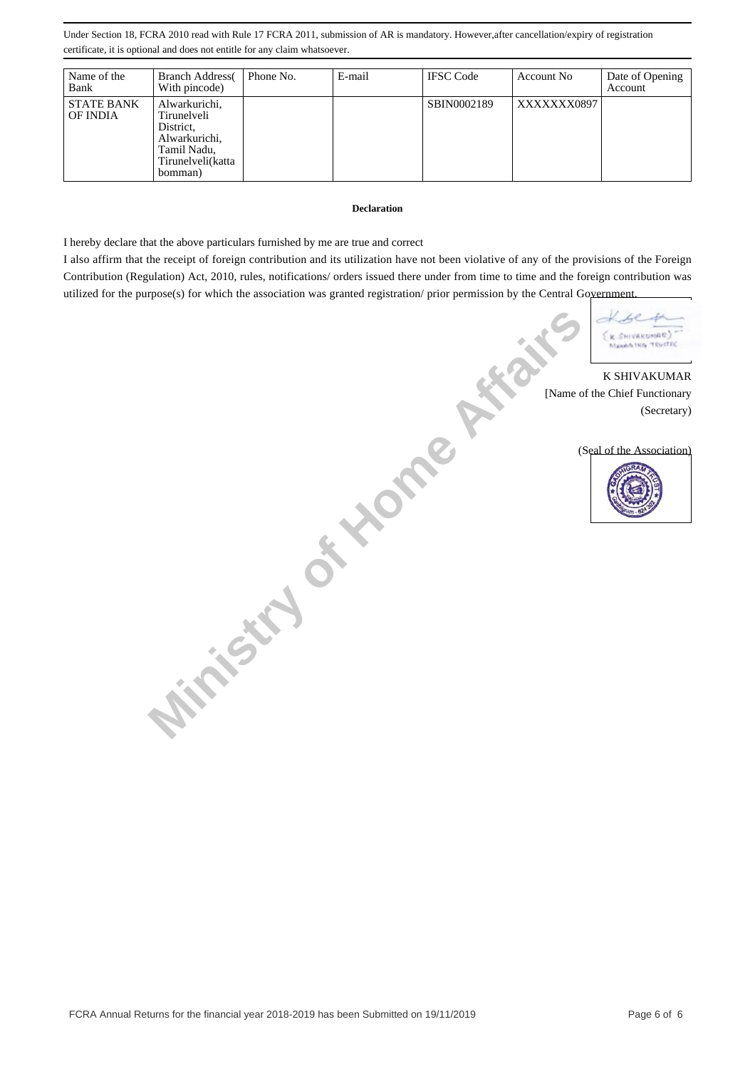Under Section 18, FCRA 2010 read with Rule 17 FCRA 2011, submission of AR is mandatory. However,after cancellation/expiry of registration certificate, it is optional and does not entitle for any claim whatsoever.

| Name of the Bank | Branch Address( With pincode) | Phone No. | E-mail | IFSC Code | Account No | Date of Opening Account |
|---|---|---|---|---|---|---|
| STATE BANK OF INDIA | Alwarkurichi, Tirunelveli District, Alwarkurichi, Tamil Nadu, Tirunelveli(kattabomman) | | | SBIN0002189 | XXXXXXX0897 | |

**Declaration**

I hereby declare that the above particulars furnished by me are true and correct

I also affirm that the receipt of foreign contribution and its utilization have not been violative of any of the provisions of the Foreign Contribution (Regulation) Act, 2010, rules, notifications/ orders issued there under from time to time and the foreign contribution was utilized for the purpose(s) for which the association was granted registration/ prior permission by the Central Government.

K SHIVAKUMAR
[Name of the Chief Functionary
(Secretary)

(Seal of the Association)